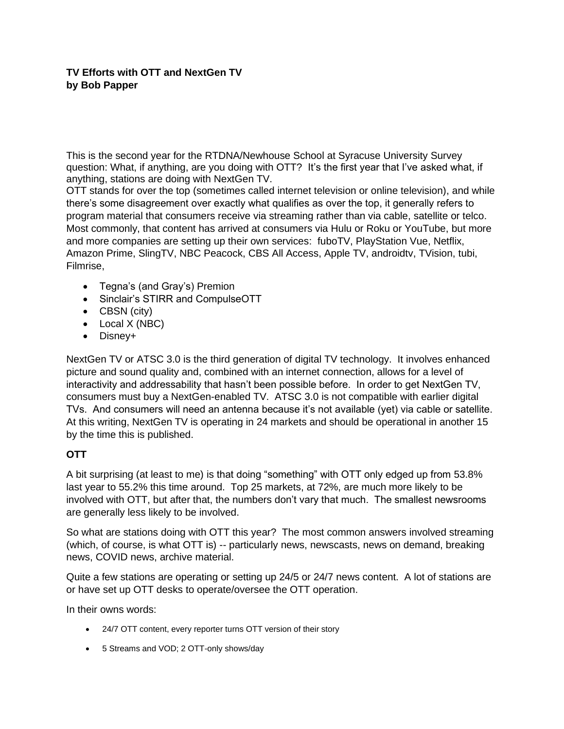**TV Efforts with OTT and NextGen TV**
**by Bob Papper**

This is the second year for the RTDNA/Newhouse School at Syracuse University Survey question: What, if anything, are you doing with OTT? It's the first year that I've asked what, if anything, stations are doing with NextGen TV.

OTT stands for over the top (sometimes called internet television or online television), and while there's some disagreement over exactly what qualifies as over the top, it generally refers to program material that consumers receive via streaming rather than via cable, satellite or telco. Most commonly, that content has arrived at consumers via Hulu or Roku or YouTube, but more and more companies are setting up their own services: fuboTV, PlayStation Vue, Netflix, Amazon Prime, SlingTV, NBC Peacock, CBS All Access, Apple TV, androidtv, TVision, tubi, Filmrise,

- Tegna's (and Gray's) Premion
- Sinclair's STIRR and CompulseOTT
- CBSN (city)
- Local X (NBC)
- Disney+

NextGen TV or ATSC 3.0 is the third generation of digital TV technology. It involves enhanced picture and sound quality and, combined with an internet connection, allows for a level of interactivity and addressability that hasn't been possible before. In order to get NextGen TV, consumers must buy a NextGen-enabled TV. ATSC 3.0 is not compatible with earlier digital TVs. And consumers will need an antenna because it's not available (yet) via cable or satellite. At this writing, NextGen TV is operating in 24 markets and should be operational in another 15 by the time this is published.

**OTT**

A bit surprising (at least to me) is that doing "something" with OTT only edged up from 53.8% last year to 55.2% this time around. Top 25 markets, at 72%, are much more likely to be involved with OTT, but after that, the numbers don't vary that much. The smallest newsrooms are generally less likely to be involved.

So what are stations doing with OTT this year? The most common answers involved streaming (which, of course, is what OTT is) -- particularly news, newscasts, news on demand, breaking news, COVID news, archive material.

Quite a few stations are operating or setting up 24/5 or 24/7 news content. A lot of stations are or have set up OTT desks to operate/oversee the OTT operation.

In their owns words:

- 24/7 OTT content, every reporter turns OTT version of their story
- 5 Streams and VOD; 2 OTT-only shows/day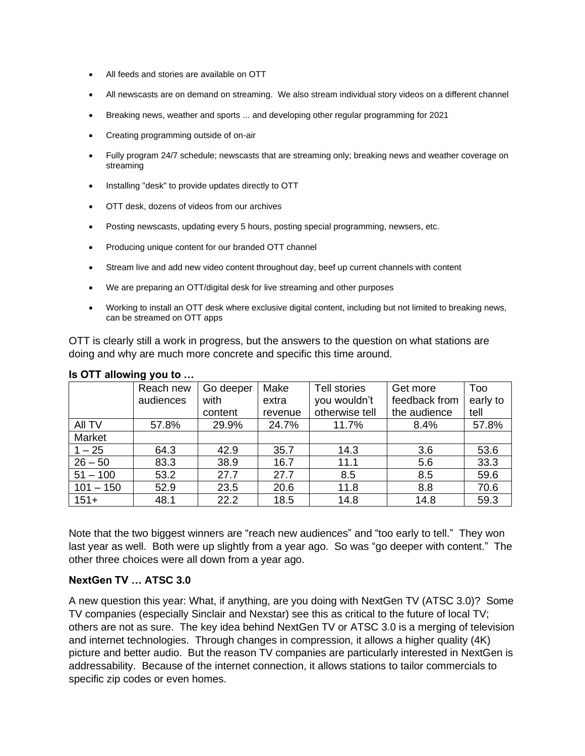- All feeds and stories are available on OTT
- All newscasts are on demand on streaming.  We also stream individual story videos on a different channel
- Breaking news, weather and sports ... and developing other regular programming for 2021
- Creating programming outside of on-air
- Fully program 24/7 schedule; newscasts that are streaming only; breaking news and weather coverage on streaming
- Installing "desk" to provide updates directly to OTT
- OTT desk, dozens of videos from our archives
- Posting newscasts, updating every 5 hours, posting special programming, newsers, etc.
- Producing unique content for our branded OTT channel
- Stream live and add new video content throughout day, beef up current channels with content
- We are preparing an OTT/digital desk for live streaming and other purposes
- Working to install an OTT desk where exclusive digital content, including but not limited to breaking news, can be streamed on OTT apps

OTT is clearly still a work in progress, but the answers to the question on what stations are doing and why are much more concrete and specific this time around.

**Is OTT allowing you to …**

| | Reach new audiences | Go deeper with content | Make extra revenue | Tell stories you wouldn't otherwise tell | Get more feedback from the audience | Too early to tell |
|---|---|---|---|---|---|---|
| All TV | 57.8% | 29.9% | 24.7% | 11.7% | 8.4% | 57.8% |
| Market | | | | | | |
| 1 – 25 | 64.3 | 42.9 | 35.7 | 14.3 | 3.6 | 53.6 |
| 26 – 50 | 83.3 | 38.9 | 16.7 | 11.1 | 5.6 | 33.3 |
| 51 – 100 | 53.2 | 27.7 | 27.7 | 8.5 | 8.5 | 59.6 |
| 101 – 150 | 52.9 | 23.5 | 20.6 | 11.8 | 8.8 | 70.6 |
| 151+ | 48.1 | 22.2 | 18.5 | 14.8 | 14.8 | 59.3 |

Note that the two biggest winners are "reach new audiences" and "too early to tell."  They won last year as well.  Both were up slightly from a year ago.  So was "go deeper with content."  The other three choices were all down from a year ago.

**NextGen TV … ATSC 3.0**

A new question this year: What, if anything, are you doing with NextGen TV (ATSC 3.0)?  Some TV companies (especially Sinclair and Nexstar) see this as critical to the future of local TV; others are not as sure.  The key idea behind NextGen TV or ATSC 3.0 is a merging of television and internet technologies.  Through changes in compression, it allows a higher quality (4K) picture and better audio.  But the reason TV companies are particularly interested in NextGen is addressability.  Because of the internet connection, it allows stations to tailor commercials to specific zip codes or even homes.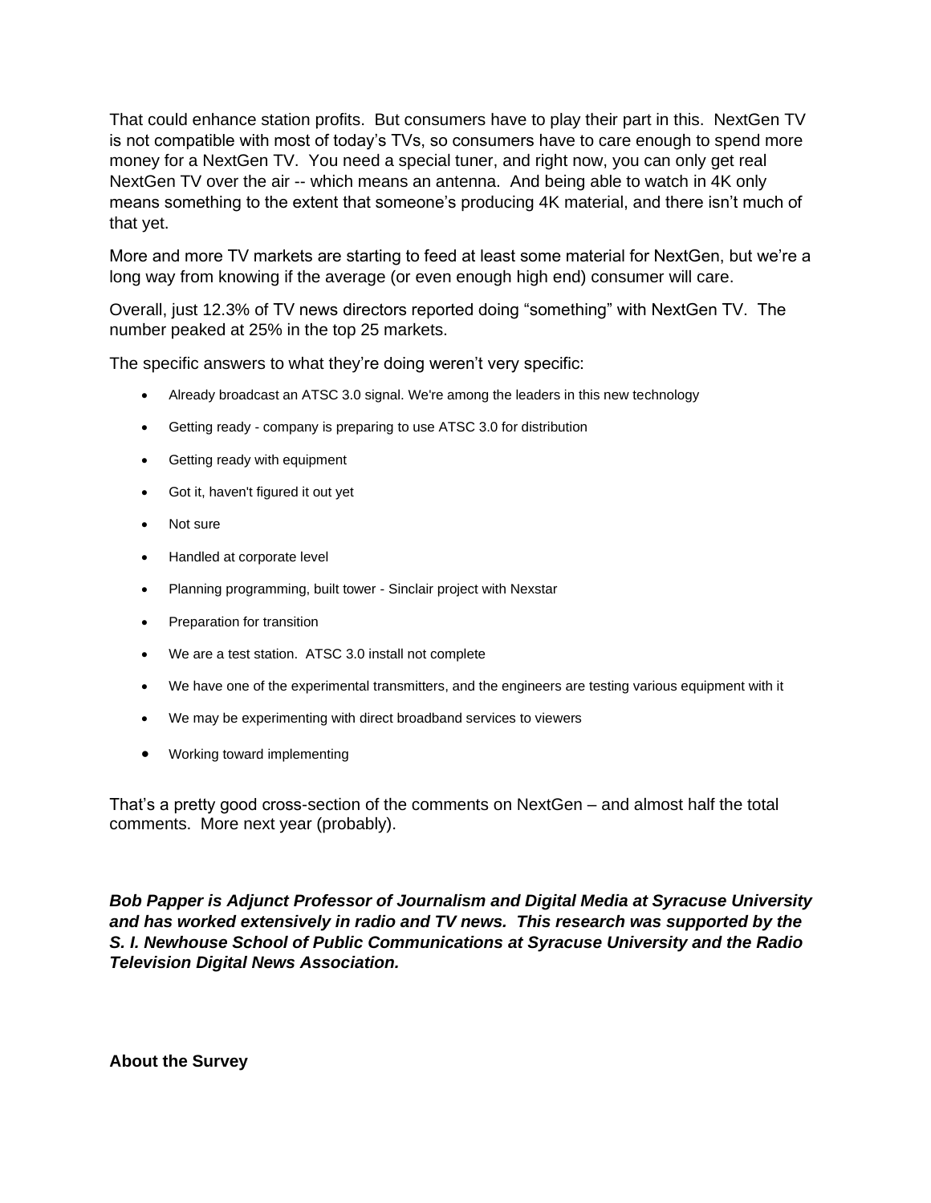That could enhance station profits. But consumers have to play their part in this. NextGen TV is not compatible with most of today's TVs, so consumers have to care enough to spend more money for a NextGen TV. You need a special tuner, and right now, you can only get real NextGen TV over the air -- which means an antenna. And being able to watch in 4K only means something to the extent that someone's producing 4K material, and there isn't much of that yet.

More and more TV markets are starting to feed at least some material for NextGen, but we're a long way from knowing if the average (or even enough high end) consumer will care.

Overall, just 12.3% of TV news directors reported doing "something" with NextGen TV. The number peaked at 25% in the top 25 markets.

The specific answers to what they're doing weren't very specific:

- Already broadcast an ATSC 3.0 signal. We're among the leaders in this new technology
- Getting ready - company is preparing to use ATSC 3.0 for distribution
- Getting ready with equipment
- Got it, haven't figured it out yet
- Not sure
- Handled at corporate level
- Planning programming, built tower - Sinclair project with Nexstar
- Preparation for transition
- We are a test station. ATSC 3.0 install not complete
- We have one of the experimental transmitters, and the engineers are testing various equipment with it
- We may be experimenting with direct broadband services to viewers
- Working toward implementing

That's a pretty good cross-section of the comments on NextGen – and almost half the total comments. More next year (probably).

***Bob Papper is Adjunct Professor of Journalism and Digital Media at Syracuse University and has worked extensively in radio and TV news. This research was supported by the S. I. Newhouse School of Public Communications at Syracuse University and the Radio Television Digital News Association.***

**About the Survey**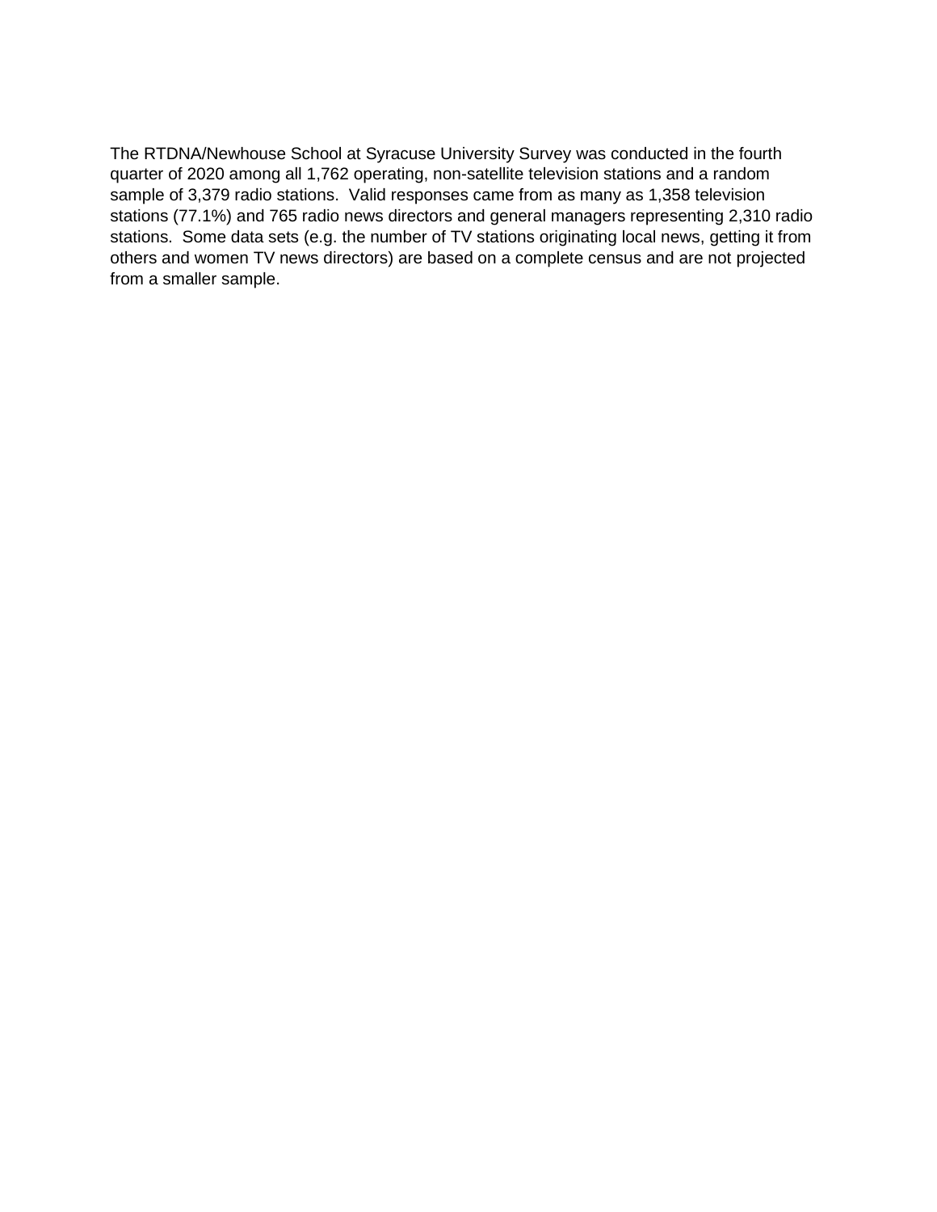The RTDNA/Newhouse School at Syracuse University Survey was conducted in the fourth quarter of 2020 among all 1,762 operating, non-satellite television stations and a random sample of 3,379 radio stations. Valid responses came from as many as 1,358 television stations (77.1%) and 765 radio news directors and general managers representing 2,310 radio stations. Some data sets (e.g. the number of TV stations originating local news, getting it from others and women TV news directors) are based on a complete census and are not projected from a smaller sample.